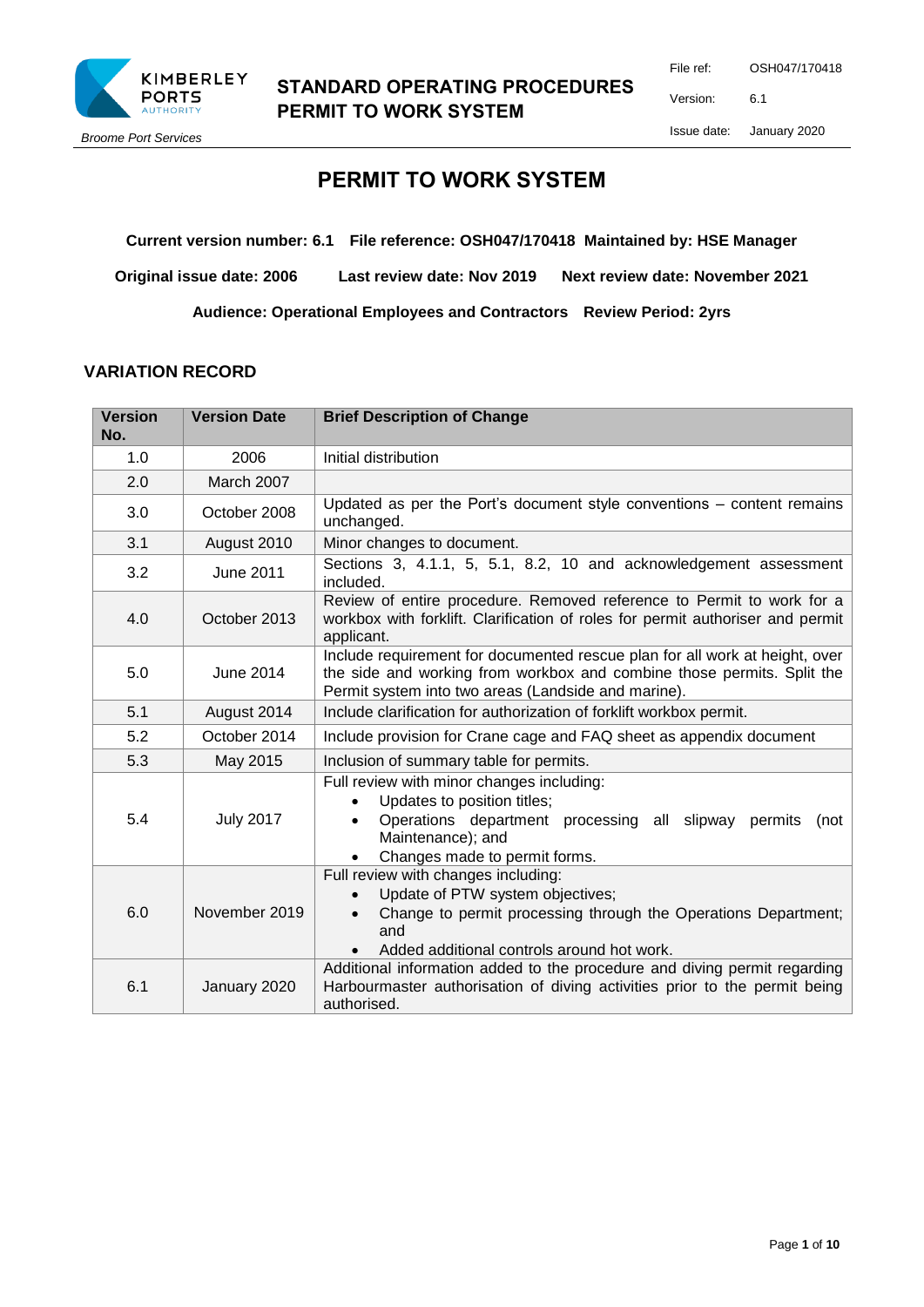# PERMIT TO WORK SYSTEM

**Current version number: 6.1 File reference: OSH047/170418 Maintained by: HSE Manager**

**Original issue date: 2006 Last review date: Nov 2019 Next review date: November 2021**

**Audience: Operational Employees and Contractors Review Period: 2yrs**

## VARIATION RECORD

| Version No. | Version Date | Brief Description of Change |
|---|---|---|
| 1.0 | 2006 | Initial distribution |
| 2.0 | March 2007 | |
| 3.0 | October 2008 | Updated as per the Port's document style conventions – content remains unchanged. |
| 3.1 | August 2010 | Minor changes to document. |
| 3.2 | June 2011 | Sections 3, 4.1.1, 5, 5.1, 8.2, 10 and acknowledgement assessment included. |
| 4.0 | October 2013 | Review of entire procedure. Removed reference to Permit to work for a workbox with forklift. Clarification of roles for permit authoriser and permit applicant. |
| 5.0 | June 2014 | Include requirement for documented rescue plan for all work at height, over the side and working from workbox and combine those permits. Split the Permit system into two areas (Landside and marine). |
| 5.1 | August 2014 | Include clarification for authorization of forklift workbox permit. |
| 5.2 | October 2014 | Include provision for Crane cage and FAQ sheet as appendix document |
| 5.3 | May 2015 | Inclusion of summary table for permits. |
| 5.4 | July 2017 | Full review with minor changes including:<br>• Updates to position titles;<br>• Operations department processing all slipway permits (not Maintenance); and<br>• Changes made to permit forms. |
| 6.0 | November 2019 | Full review with changes including:<br>• Update of PTW system objectives;<br>• Change to permit processing through the Operations Department; and<br>• Added additional controls around hot work. |
| 6.1 | January 2020 | Additional information added to the procedure and diving permit regarding Harbourmaster authorisation of diving activities prior to the permit being authorised. |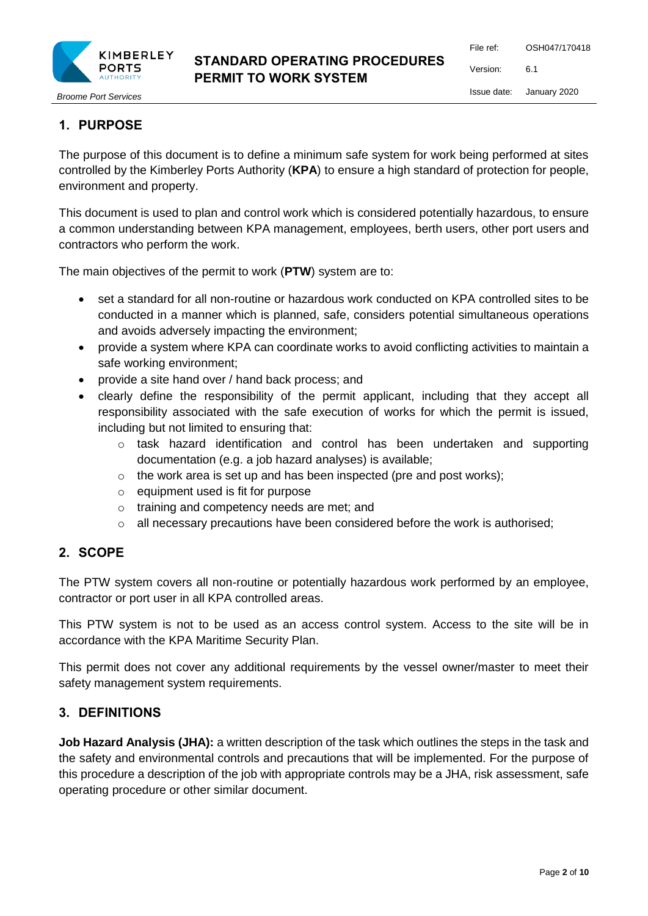## 1. PURPOSE

The purpose of this document is to define a minimum safe system for work being performed at sites controlled by the Kimberley Ports Authority (**KPA**) to ensure a high standard of protection for people, environment and property.

This document is used to plan and control work which is considered potentially hazardous, to ensure a common understanding between KPA management, employees, berth users, other port users and contractors who perform the work.

The main objectives of the permit to work (**PTW**) system are to:

- set a standard for all non-routine or hazardous work conducted on KPA controlled sites to be conducted in a manner which is planned, safe, considers potential simultaneous operations and avoids adversely impacting the environment;
- provide a system where KPA can coordinate works to avoid conflicting activities to maintain a safe working environment;
- provide a site hand over / hand back process; and
- clearly define the responsibility of the permit applicant, including that they accept all responsibility associated with the safe execution of works for which the permit is issued, including but not limited to ensuring that:
  - task hazard identification and control has been undertaken and supporting documentation (e.g. a job hazard analyses) is available;
  - the work area is set up and has been inspected (pre and post works);
  - equipment used is fit for purpose
  - training and competency needs are met; and
  - all necessary precautions have been considered before the work is authorised;

## 2. SCOPE

The PTW system covers all non-routine or potentially hazardous work performed by an employee, contractor or port user in all KPA controlled areas.

This PTW system is not to be used as an access control system. Access to the site will be in accordance with the KPA Maritime Security Plan.

This permit does not cover any additional requirements by the vessel owner/master to meet their safety management system requirements.

## 3. DEFINITIONS

**Job Hazard Analysis (JHA):** a written description of the task which outlines the steps in the task and the safety and environmental controls and precautions that will be implemented. For the purpose of this procedure a description of the job with appropriate controls may be a JHA, risk assessment, safe operating procedure or other similar document.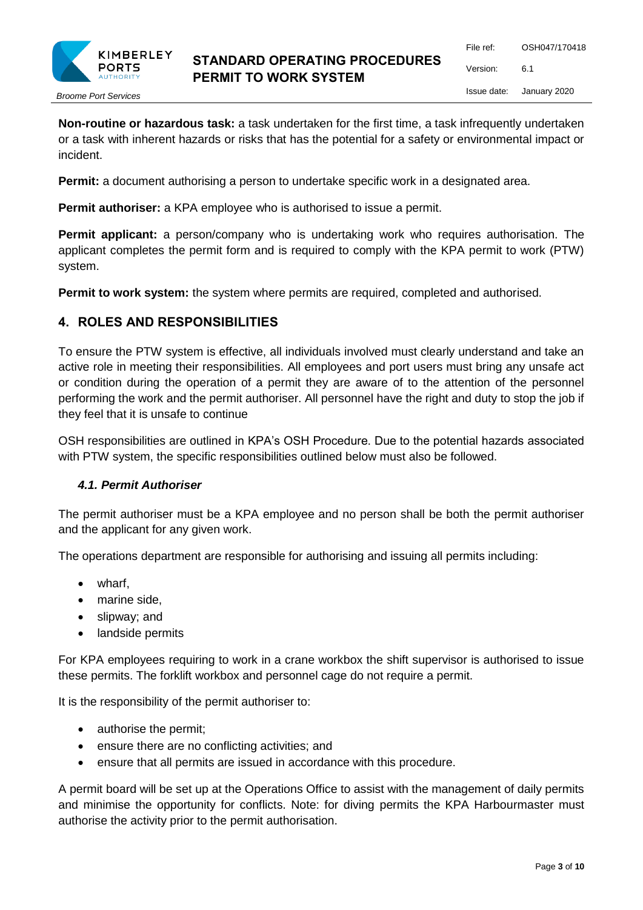**Non-routine or hazardous task:** a task undertaken for the first time, a task infrequently undertaken or a task with inherent hazards or risks that has the potential for a safety or environmental impact or incident.

**Permit:** a document authorising a person to undertake specific work in a designated area.

**Permit authoriser:** a KPA employee who is authorised to issue a permit.

**Permit applicant:** a person/company who is undertaking work who requires authorisation. The applicant completes the permit form and is required to comply with the KPA permit to work (PTW) system.

**Permit to work system:** the system where permits are required, completed and authorised.

## 4. ROLES AND RESPONSIBILITIES

To ensure the PTW system is effective, all individuals involved must clearly understand and take an active role in meeting their responsibilities. All employees and port users must bring any unsafe act or condition during the operation of a permit they are aware of to the attention of the personnel performing the work and the permit authoriser. All personnel have the right and duty to stop the job if they feel that it is unsafe to continue

OSH responsibilities are outlined in KPA's OSH Procedure. Due to the potential hazards associated with PTW system, the specific responsibilities outlined below must also be followed.

### *4.1. Permit Authoriser*

The permit authoriser must be a KPA employee and no person shall be both the permit authoriser and the applicant for any given work.

The operations department are responsible for authorising and issuing all permits including:

- wharf,
- marine side,
- slipway; and
- landside permits

For KPA employees requiring to work in a crane workbox the shift supervisor is authorised to issue these permits. The forklift workbox and personnel cage do not require a permit.

It is the responsibility of the permit authoriser to:

- authorise the permit;
- ensure there are no conflicting activities; and
- ensure that all permits are issued in accordance with this procedure.

A permit board will be set up at the Operations Office to assist with the management of daily permits and minimise the opportunity for conflicts. Note: for diving permits the KPA Harbourmaster must authorise the activity prior to the permit authorisation.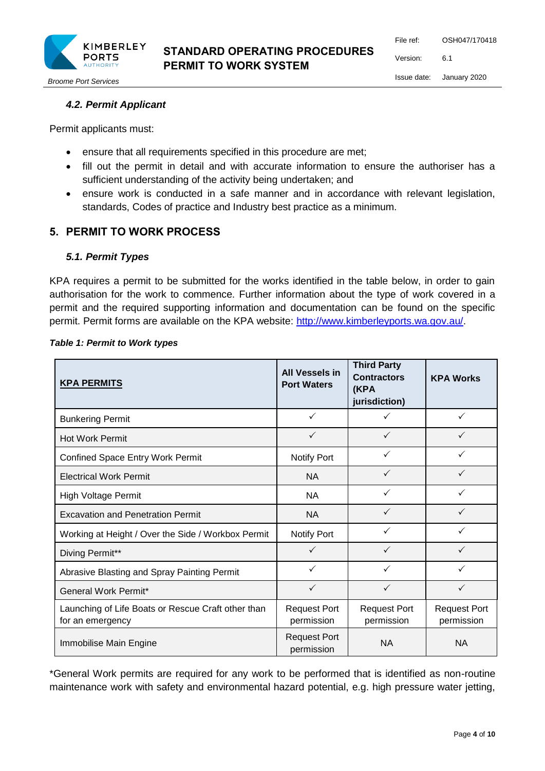### 4.2. Permit Applicant

Permit applicants must:

- ensure that all requirements specified in this procedure are met;
- fill out the permit in detail and with accurate information to ensure the authoriser has a sufficient understanding of the activity being undertaken; and
- ensure work is conducted in a safe manner and in accordance with relevant legislation, standards, Codes of practice and Industry best practice as a minimum.

## 5. PERMIT TO WORK PROCESS

### 5.1. Permit Types

KPA requires a permit to be submitted for the works identified in the table below, in order to gain authorisation for the work to commence. Further information about the type of work covered in a permit and the required supporting information and documentation can be found on the specific permit. Permit forms are available on the KPA website: http://www.kimberleyports.wa.gov.au/.

***Table 1: Permit to Work types***

| KPA PERMITS | All Vessels in Port Waters | Third Party Contractors (KPA jurisdiction) | KPA Works |
|---|---|---|---|
| Bunkering Permit | ✓ | ✓ | ✓ |
| Hot Work Permit | ✓ | ✓ | ✓ |
| Confined Space Entry Work Permit | Notify Port | ✓ | ✓ |
| Electrical Work Permit | NA | ✓ | ✓ |
| High Voltage Permit | NA | ✓ | ✓ |
| Excavation and Penetration Permit | NA | ✓ | ✓ |
| Working at Height / Over the Side / Workbox Permit | Notify Port | ✓ | ✓ |
| Diving Permit** | ✓ | ✓ | ✓ |
| Abrasive Blasting and Spray Painting Permit | ✓ | ✓ | ✓ |
| General Work Permit* | ✓ | ✓ | ✓ |
| Launching of Life Boats or Rescue Craft other than for an emergency | Request Port permission | Request Port permission | Request Port permission |
| Immobilise Main Engine | Request Port permission | NA | NA |

*General Work permits are required for any work to be performed that is identified as non-routine maintenance work with safety and environmental hazard potential, e.g. high pressure water jetting,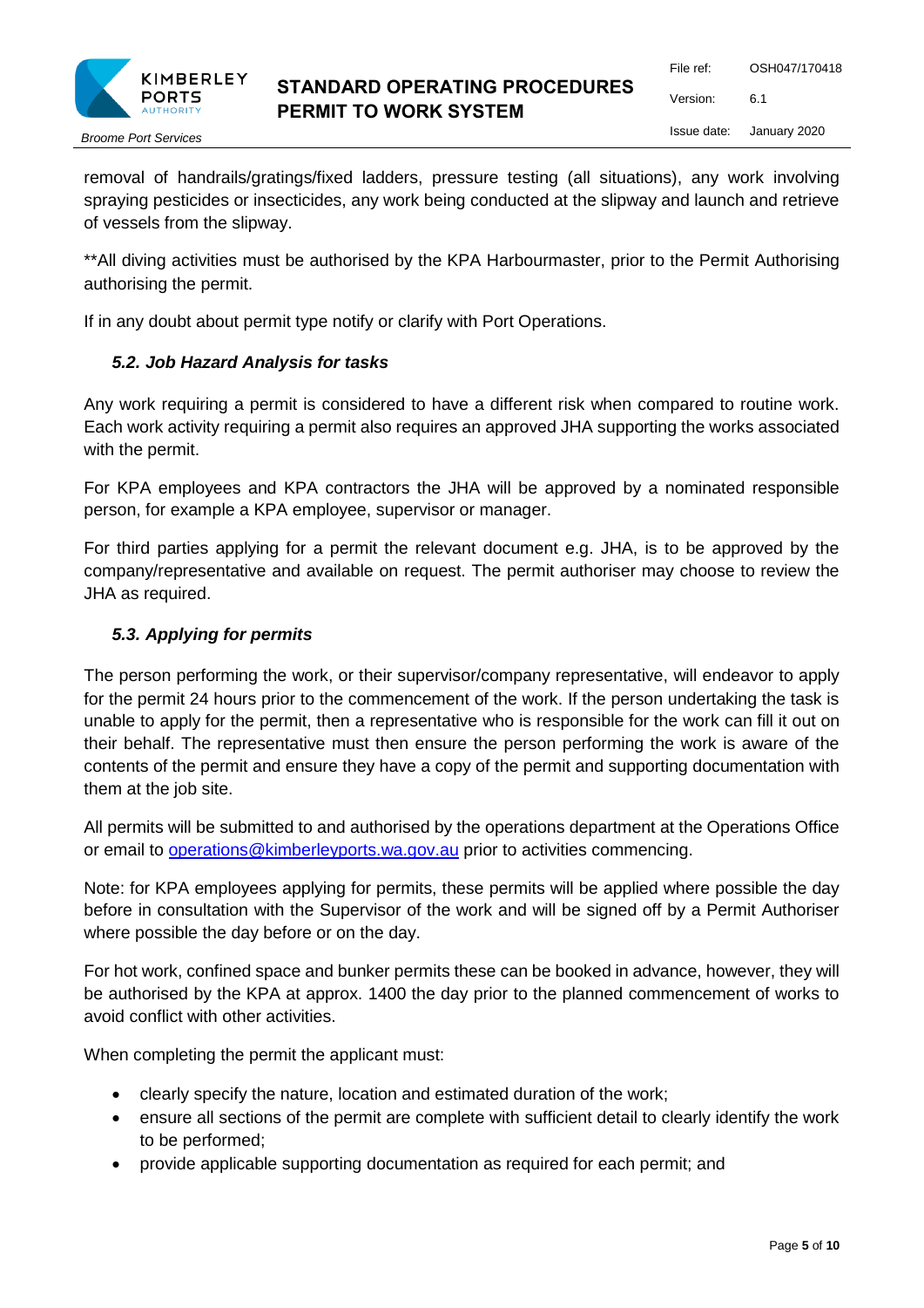removal of handrails/gratings/fixed ladders, pressure testing (all situations), any work involving spraying pesticides or insecticides, any work being conducted at the slipway and launch and retrieve of vessels from the slipway.

**All diving activities must be authorised by the KPA Harbourmaster, prior to the Permit Authorising authorising the permit.

If in any doubt about permit type notify or clarify with Port Operations.

### *5.2. Job Hazard Analysis for tasks*

Any work requiring a permit is considered to have a different risk when compared to routine work. Each work activity requiring a permit also requires an approved JHA supporting the works associated with the permit.

For KPA employees and KPA contractors the JHA will be approved by a nominated responsible person, for example a KPA employee, supervisor or manager.

For third parties applying for a permit the relevant document e.g. JHA, is to be approved by the company/representative and available on request. The permit authoriser may choose to review the JHA as required.

### *5.3. Applying for permits*

The person performing the work, or their supervisor/company representative, will endeavor to apply for the permit 24 hours prior to the commencement of the work. If the person undertaking the task is unable to apply for the permit, then a representative who is responsible for the work can fill it out on their behalf. The representative must then ensure the person performing the work is aware of the contents of the permit and ensure they have a copy of the permit and supporting documentation with them at the job site.

All permits will be submitted to and authorised by the operations department at the Operations Office or email to operations@kimberleyports.wa.gov.au prior to activities commencing.

Note: for KPA employees applying for permits, these permits will be applied where possible the day before in consultation with the Supervisor of the work and will be signed off by a Permit Authoriser where possible the day before or on the day.

For hot work, confined space and bunker permits these can be booked in advance, however, they will be authorised by the KPA at approx. 1400 the day prior to the planned commencement of works to avoid conflict with other activities.

When completing the permit the applicant must:

- clearly specify the nature, location and estimated duration of the work;
- ensure all sections of the permit are complete with sufficient detail to clearly identify the work to be performed;
- provide applicable supporting documentation as required for each permit; and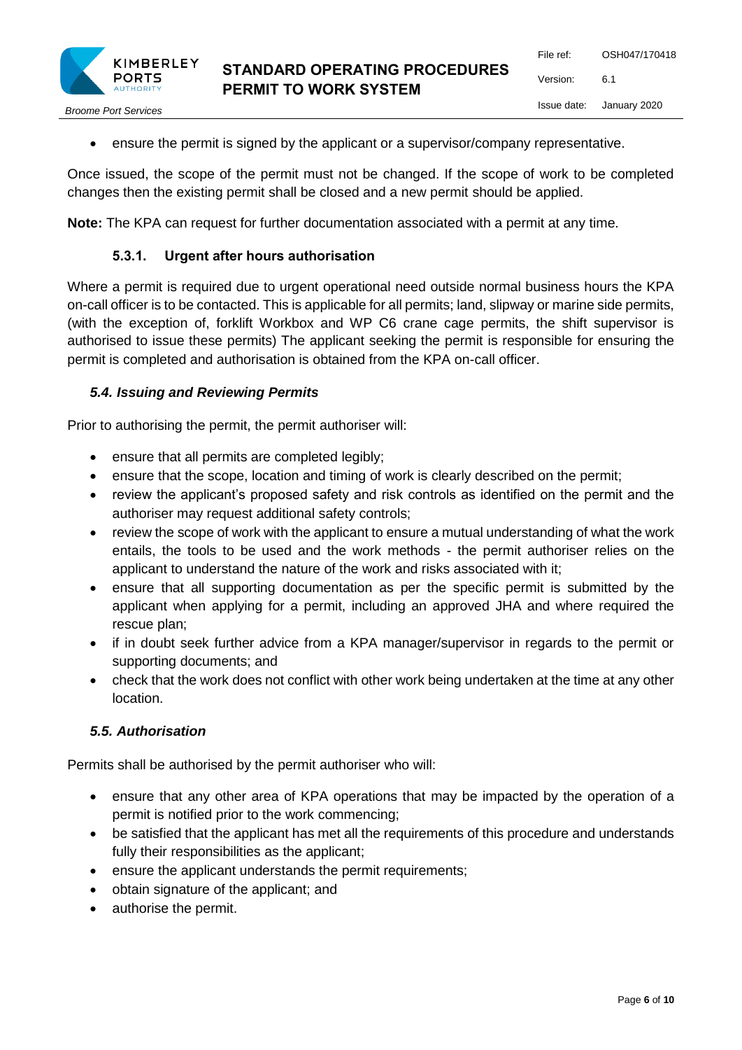- ensure the permit is signed by the applicant or a supervisor/company representative.

Once issued, the scope of the permit must not be changed. If the scope of work to be completed changes then the existing permit shall be closed and a new permit should be applied.

**Note:** The KPA can request for further documentation associated with a permit at any time.

#### 5.3.1. Urgent after hours authorisation

Where a permit is required due to urgent operational need outside normal business hours the KPA on-call officer is to be contacted. This is applicable for all permits; land, slipway or marine side permits, (with the exception of, forklift Workbox and WP C6 crane cage permits, the shift supervisor is authorised to issue these permits) The applicant seeking the permit is responsible for ensuring the permit is completed and authorisation is obtained from the KPA on-call officer.

### *5.4. Issuing and Reviewing Permits*

Prior to authorising the permit, the permit authoriser will:

- ensure that all permits are completed legibly;
- ensure that the scope, location and timing of work is clearly described on the permit;
- review the applicant's proposed safety and risk controls as identified on the permit and the authoriser may request additional safety controls;
- review the scope of work with the applicant to ensure a mutual understanding of what the work entails, the tools to be used and the work methods - the permit authoriser relies on the applicant to understand the nature of the work and risks associated with it;
- ensure that all supporting documentation as per the specific permit is submitted by the applicant when applying for a permit, including an approved JHA and where required the rescue plan;
- if in doubt seek further advice from a KPA manager/supervisor in regards to the permit or supporting documents; and
- check that the work does not conflict with other work being undertaken at the time at any other location.

### *5.5. Authorisation*

Permits shall be authorised by the permit authoriser who will:

- ensure that any other area of KPA operations that may be impacted by the operation of a permit is notified prior to the work commencing;
- be satisfied that the applicant has met all the requirements of this procedure and understands fully their responsibilities as the applicant;
- ensure the applicant understands the permit requirements;
- obtain signature of the applicant; and
- authorise the permit.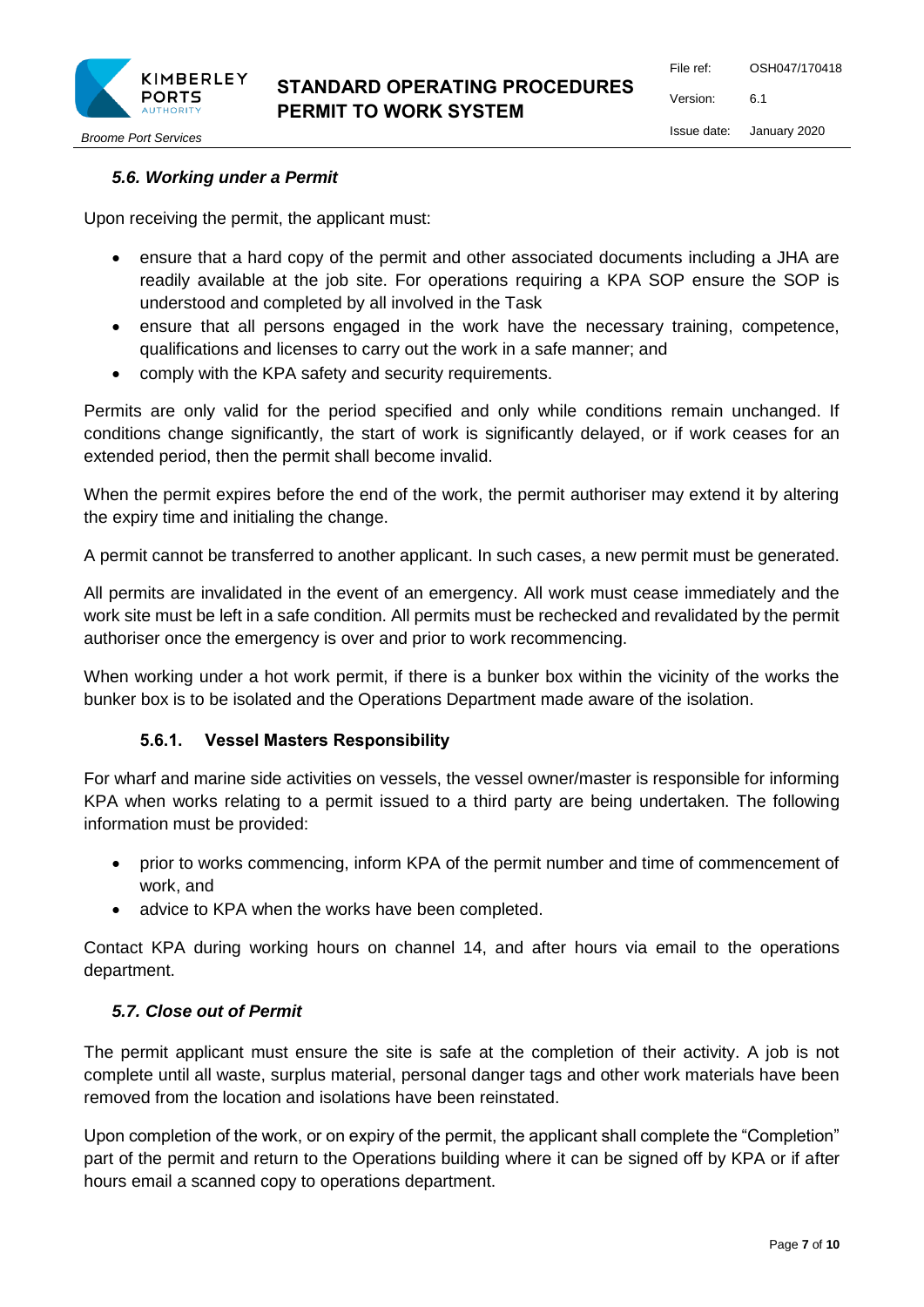### *5.6. Working under a Permit*

Upon receiving the permit, the applicant must:

- ensure that a hard copy of the permit and other associated documents including a JHA are readily available at the job site. For operations requiring a KPA SOP ensure the SOP is understood and completed by all involved in the Task
- ensure that all persons engaged in the work have the necessary training, competence, qualifications and licenses to carry out the work in a safe manner; and
- comply with the KPA safety and security requirements.

Permits are only valid for the period specified and only while conditions remain unchanged. If conditions change significantly, the start of work is significantly delayed, or if work ceases for an extended period, then the permit shall become invalid.

When the permit expires before the end of the work, the permit authoriser may extend it by altering the expiry time and initialing the change.

A permit cannot be transferred to another applicant. In such cases, a new permit must be generated.

All permits are invalidated in the event of an emergency. All work must cease immediately and the work site must be left in a safe condition. All permits must be rechecked and revalidated by the permit authoriser once the emergency is over and prior to work recommencing.

When working under a hot work permit, if there is a bunker box within the vicinity of the works the bunker box is to be isolated and the Operations Department made aware of the isolation.

#### 5.6.1. Vessel Masters Responsibility

For wharf and marine side activities on vessels, the vessel owner/master is responsible for informing KPA when works relating to a permit issued to a third party are being undertaken. The following information must be provided:

- prior to works commencing, inform KPA of the permit number and time of commencement of work, and
- advice to KPA when the works have been completed.

Contact KPA during working hours on channel 14, and after hours via email to the operations department.

### *5.7. Close out of Permit*

The permit applicant must ensure the site is safe at the completion of their activity. A job is not complete until all waste, surplus material, personal danger tags and other work materials have been removed from the location and isolations have been reinstated.

Upon completion of the work, or on expiry of the permit, the applicant shall complete the "Completion" part of the permit and return to the Operations building where it can be signed off by KPA or if after hours email a scanned copy to operations department.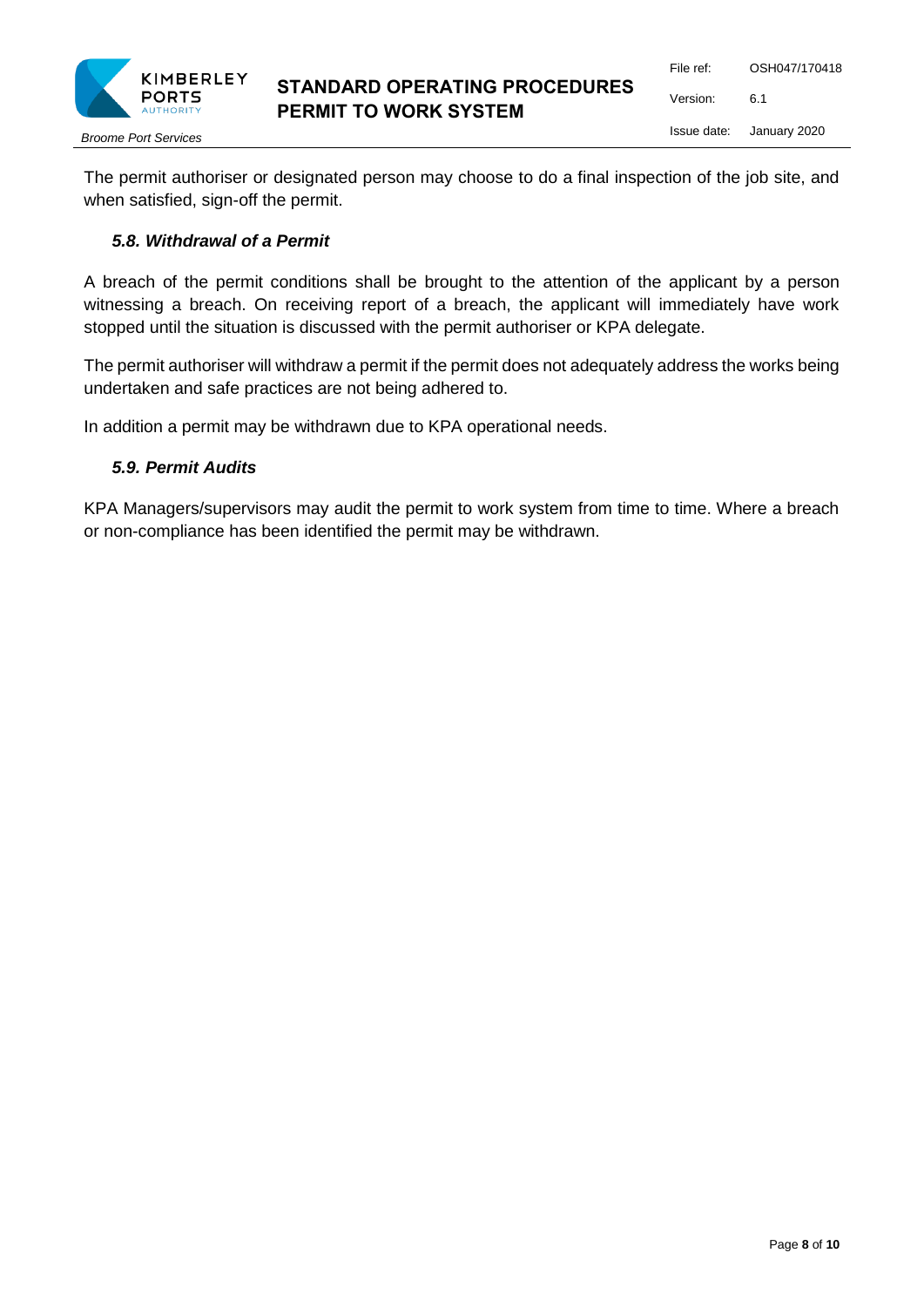The permit authoriser or designated person may choose to do a final inspection of the job site, and when satisfied, sign-off the permit.

### *5.8. Withdrawal of a Permit*

A breach of the permit conditions shall be brought to the attention of the applicant by a person witnessing a breach. On receiving report of a breach, the applicant will immediately have work stopped until the situation is discussed with the permit authoriser or KPA delegate.

The permit authoriser will withdraw a permit if the permit does not adequately address the works being undertaken and safe practices are not being adhered to.

In addition a permit may be withdrawn due to KPA operational needs.

### *5.9. Permit Audits*

KPA Managers/supervisors may audit the permit to work system from time to time. Where a breach or non-compliance has been identified the permit may be withdrawn.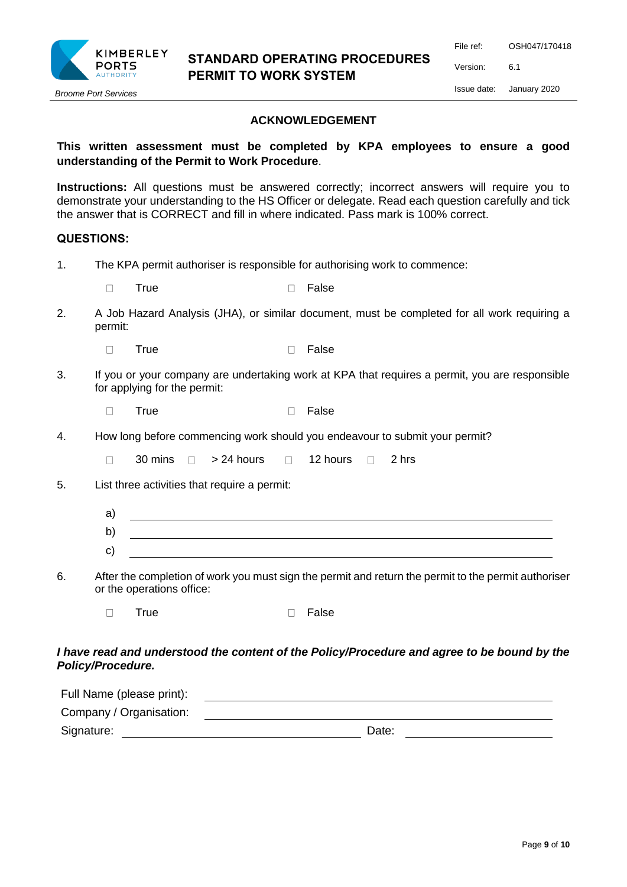## ACKNOWLEDGEMENT

**This written assessment must be completed by KPA employees to ensure a good understanding of the Permit to Work Procedure**.

**Instructions:** All questions must be answered correctly; incorrect answers will require you to demonstrate your understanding to the HS Officer or delegate. Read each question carefully and tick the answer that is CORRECT and fill in where indicated. Pass mark is 100% correct.

**QUESTIONS:**

1. The KPA permit authoriser is responsible for authorising work to commence:

   ☐ True ☐ False

2. A Job Hazard Analysis (JHA), or similar document, must be completed for all work requiring a permit:

   ☐ True ☐ False

3. If you or your company are undertaking work at KPA that requires a permit, you are responsible for applying for the permit:

   ☐ True ☐ False

4. How long before commencing work should you endeavour to submit your permit?

   ☐ 30 mins ☐ > 24 hours ☐ 12 hours ☐ 2 hrs

5. List three activities that require a permit:

   a) ______________________________

   b) ______________________________

   c) ______________________________

6. After the completion of work you must sign the permit and return the permit to the permit authoriser or the operations office:

   ☐ True ☐ False

***I have read and understood the content of the Policy/Procedure and agree to be bound by the Policy/Procedure.***

Full Name (please print): ______________________________

Company / Organisation: ______________________________

Signature: ______________________________ Date: ______________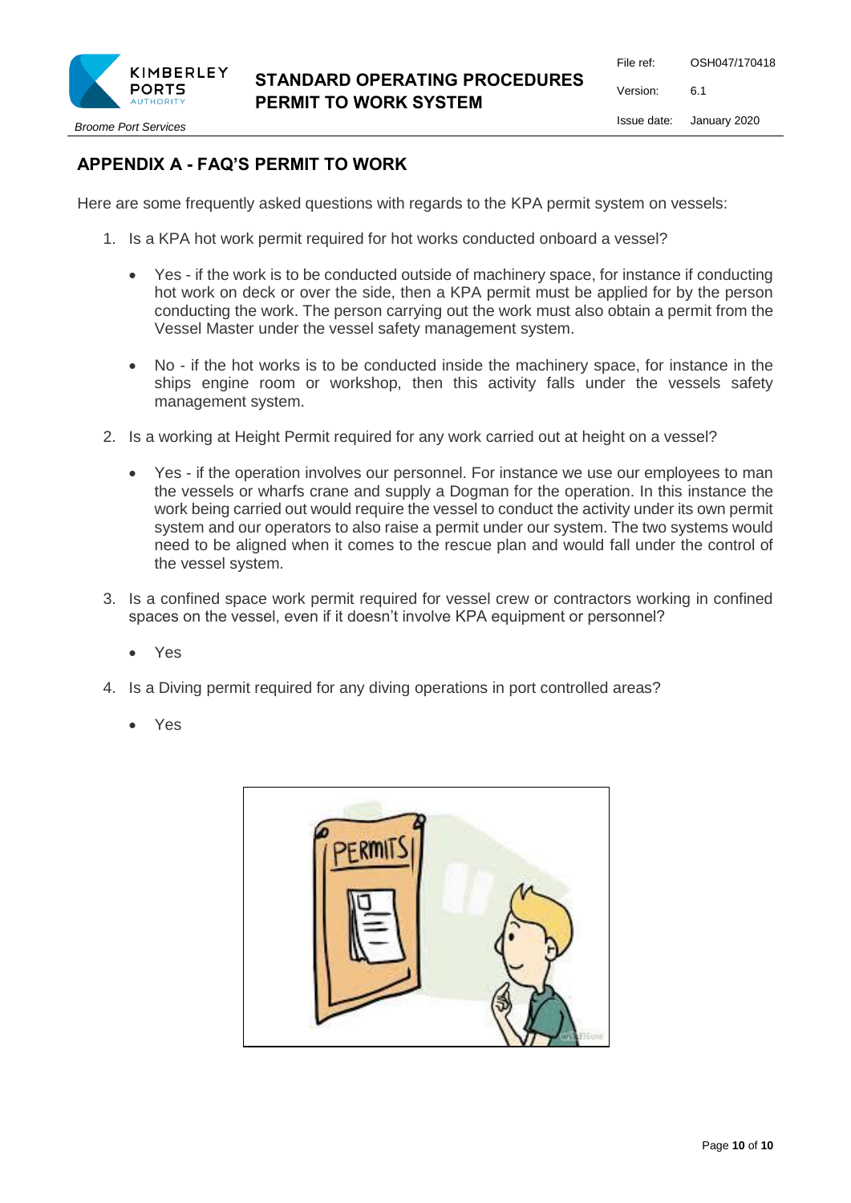## APPENDIX A - FAQ'S PERMIT TO WORK

Here are some frequently asked questions with regards to the KPA permit system on vessels:

1. Is a KPA hot work permit required for hot works conducted onboard a vessel?

   - Yes - if the work is to be conducted outside of machinery space, for instance if conducting hot work on deck or over the side, then a KPA permit must be applied for by the person conducting the work. The person carrying out the work must also obtain a permit from the Vessel Master under the vessel safety management system.

   - No - if the hot works is to be conducted inside the machinery space, for instance in the ships engine room or workshop, then this activity falls under the vessels safety management system.

2. Is a working at Height Permit required for any work carried out at height on a vessel?

   - Yes - if the operation involves our personnel. For instance we use our employees to man the vessels or wharfs crane and supply a Dogman for the operation. In this instance the work being carried out would require the vessel to conduct the activity under its own permit system and our operators to also raise a permit under our system. The two systems would need to be aligned when it comes to the rescue plan and would fall under the control of the vessel system.

3. Is a confined space work permit required for vessel crew or contractors working in confined spaces on the vessel, even if it doesn't involve KPA equipment or personnel?

   - Yes

4. Is a Diving permit required for any diving operations in port controlled areas?

   - Yes